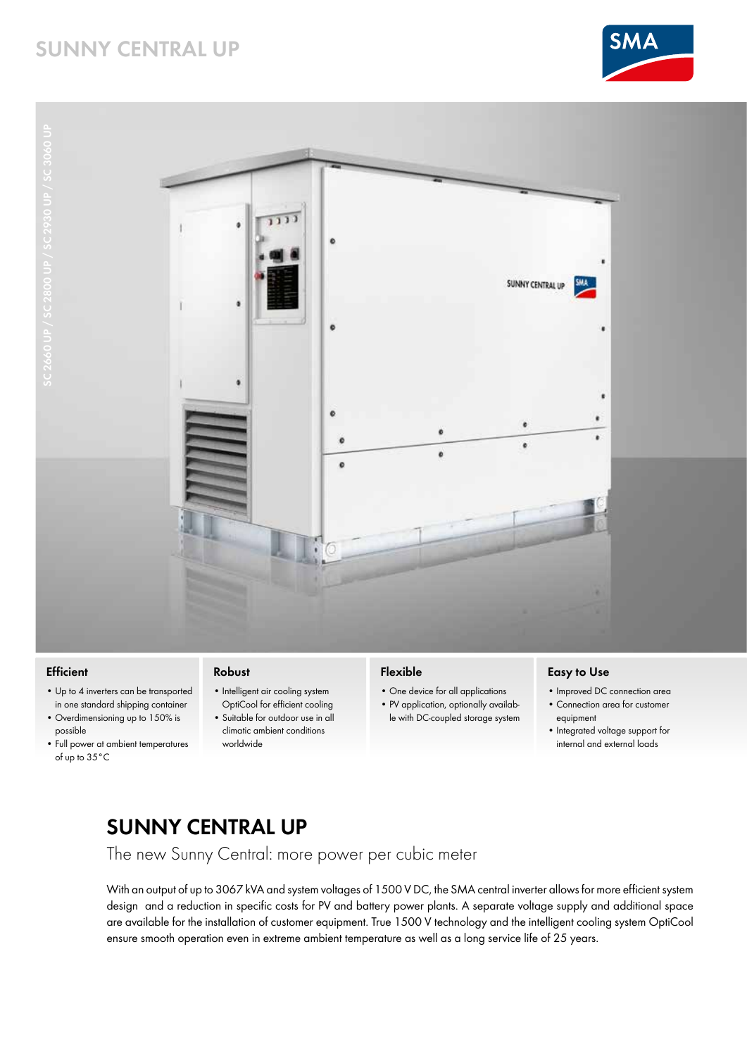# SUNNY CENTRAL UP

SC 2660 UP / SC 2800 UP / SC 2930 UP / SC 3060 UP

### Efficient

- Up to 4 inverters can be transported in one standard shipping container
- Overdimensioning up to 150% is possible
- Full power at ambient temperatures of up to 35 °C

### Robust

- Intelligent air cooling system OptiCool for efficient cooling
- Suitable for outdoor use in all climatic ambient conditions worldwide

### Flexible

- One device for all applications
- PV application, optionally available with DC-coupled storage system

### Easy to Use

- Improved DC connection area
- Connection area for customer equipment
- Integrated voltage support for internal and external loads

## SUNNY CENTRAL UP

The new Sunny Central: more power per cubic meter

With an output of up to 3067 kVA and system voltages of 1500 V DC, the SMA central inverter allows for more efficient system design and a reduction in specific costs for PV and battery power plants. A separate voltage supply and additional space are available for the installation of customer equipment. True 1500 V technology and the intelligent cooling system OptiCool ensure smooth operation even in extreme ambient temperature as well as a long service life of 25 years.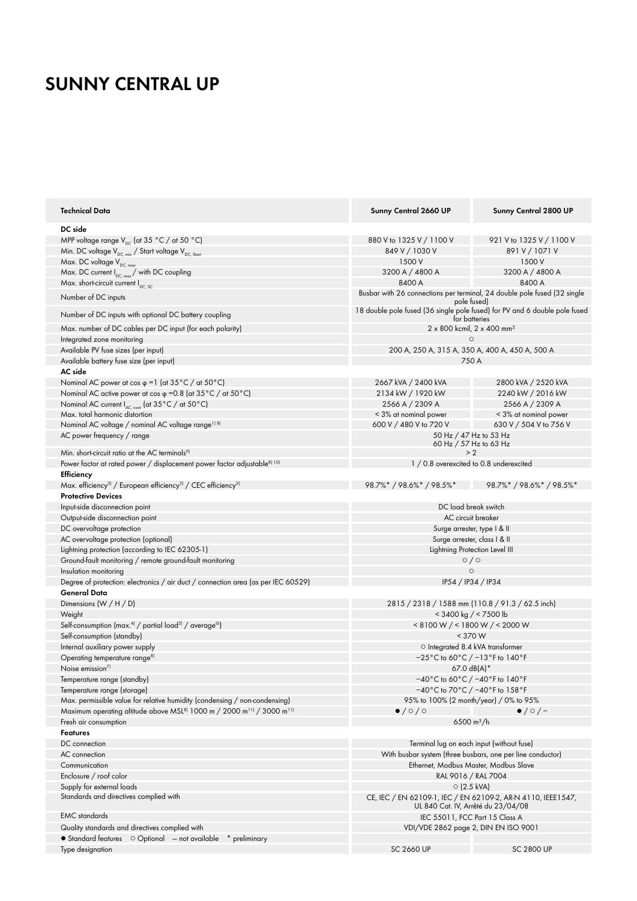# SUNNY CENTRAL UP

| Technical Data | Sunny Central 2660 UP | Sunny Central 2800 UP |
|---|---|---|
| **DC side** | | |
| MPP voltage range $V_{DC}$ (at 35 °C / at 50 °C) | 880 V to 1325 V / 1100 V | 921 V to 1325 V / 1100 V |
| Min. DC voltage $V_{DC, min}$ / Start voltage $V_{DC, Start}$ | 849 V / 1030 V | 891 V / 1071 V |
| Max. DC voltage $V_{DC, max}$ | 1500 V | 1500 V |
| Max. DC current $I_{DC, max}$ / with DC coupling | 3200 A / 4800 A | 3200 A / 4800 A |
| Max. short-circuit current $I_{DC, SC}$ | 8400 A | 8400 A |
| Number of DC inputs | Busbar with 26 connections per terminal, 24 double pole fused (32 single pole fused) | |
| Number of DC inputs with optional DC battery coupling | 18 double pole fused (36 single pole fused) for PV and 6 double pole fused for batteries | |
| Max. number of DC cables per DC input (for each polarity) | 2 x 800 kcmil, 2 x 400 mm² | |
| Integrated zone monitoring | ○ | |
| Available PV fuse sizes (per input) | 200 A, 250 A, 315 A, 350 A, 400 A, 450 A, 500 A | |
| Available battery fuse size (per input) | 750 A | |
| **AC side** | | |
| Nominal AC power at cos φ =1 (at 35°C / at 50°C) | 2667 kVA / 2400 kVA | 2800 kVA / 2520 kVA |
| Nominal AC active power at cos φ =0.8 (at 35°C / at 50°C) | 2134 kW / 1920 kW | 2240 kW / 2016 kW |
| Nominal AC current $I_{AC, nom}$ (at 35°C / at 50°C) | 2566 A / 2309 A | 2566 A / 2309 A |
| Max. total harmonic distortion | < 3% at nominal power | < 3% at nominal power |
| Nominal AC voltage / nominal AC voltage range[1) 8)] | 600 V / 480 V to 720 V | 630 V / 504 V to 756 V |
| AC power frequency / range | 50 Hz / 47 Hz to 53 Hz<br>60 Hz / 57 Hz to 63 Hz | |
| Min. short-circuit ratio at the AC terminals[9)] | > 2 | |
| Power factor at rated power / displacement power factor adjustable[8) 10)] | 1 / 0.8 overexcited to 0.8 underexcited | |
| **Efficiency** | | |
| Max. efficiency[2)] / European efficiency[2)] / CEC efficiency[3)] | 98.7%* / 98.6%* / 98.5%* | 98.7%* / 98.6%* / 98.5%* |
| **Protective Devices** | | |
| Input-side disconnection point | DC load break switch | |
| Output-side disconnection point | AC circuit breaker | |
| DC overvoltage protection | Surge arrester, type I & II | |
| AC overvoltage protection (optional) | Surge arrester, class I & II | |
| Lightning protection (according to IEC 62305-1) | Lightning Protection Level III | |
| Ground-fault monitoring / remote ground-fault monitoring | ○ / ○ | |
| Insulation monitoring | ○ | |
| Degree of protection: electronics / air duct / connection area (as per IEC 60529) | IP54 / IP34 / IP34 | |
| **General Data** | | |
| Dimensions (W / H / D) | 2815 / 2318 / 1588 mm (110.8 / 91.3 / 62.5 inch) | |
| Weight | < 3400 kg / < 7500 lb | |
| Self-consumption (max.[4)] / partial load[5)] / average[6)]) | < 8100 W / < 1800 W / < 2000 W | |
| Self-consumption (standby) | < 370 W | |
| Internal auxiliary power supply | ○ Integrated 8.4 kVA transformer | |
| Operating temperature range[8)] | −25°C to 60°C / −13°F to 140°F | |
| Noise emission[7)] | 67.0 dB(A)* | |
| Temperature range (standby) | −40°C to 60°C / −40°F to 140°F | |
| Temperature range (storage) | −40°C to 70°C / −40°F to 158°F | |
| Max. permissible value for relative humidity (condensing / non-condensing) | 95% to 100% (2 month/year) / 0% to 95% | |
| Maximum operating altitude above MSL[8)] 1000 m / 2000 m[11)] / 3000 m[11)] | ● / ○ / ○ | ● / ○ / – |
| Fresh air consumption | 6500 m³/h | |
| **Features** | | |
| DC connection | Terminal lug on each input (without fuse) | |
| AC connection | With busbar system (three busbars, one per line conductor) | |
| Communication | Ethernet, Modbus Master, Modbus Slave | |
| Enclosure / roof color | RAL 9016 / RAL 7004 | |
| Supply for external loads | ○ (2.5 kVA) | |
| Standards and directives complied with | CE, IEC / EN 62109-1, IEC / EN 62109-2, AR-N 4110, IEEE1547, UL 840 Cat. IV, Arrêté du 23/04/08 | |
| EMC standards | IEC 55011, FCC Part 15 Class A | |
| Quality standards and directives complied with | VDI/VDE 2862 page 2, DIN EN ISO 9001 | |
| ● Standard features ○ Optional – not available * preliminary | | |
| Type designation | SC 2660 UP | SC 2800 UP |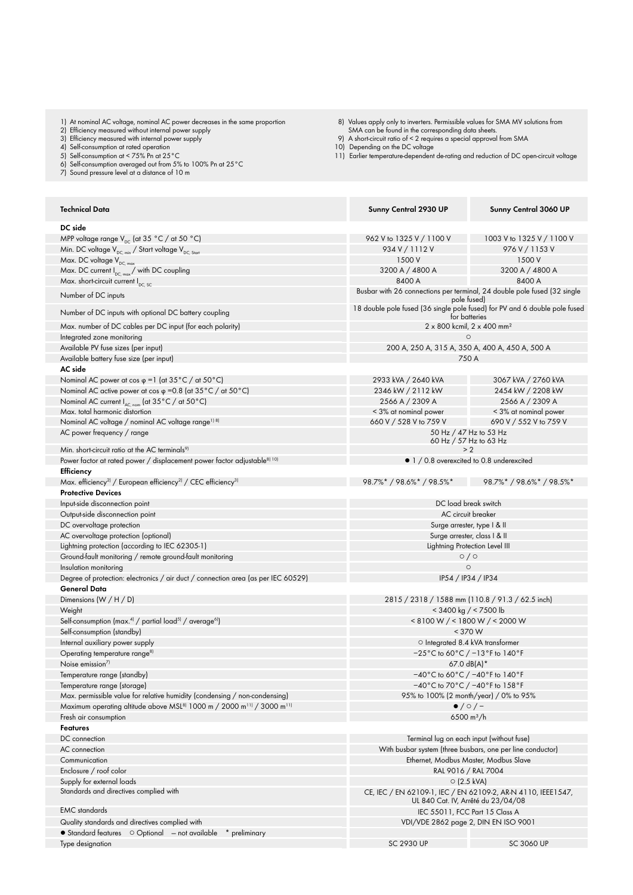1) At nominal AC voltage, nominal AC power decreases in the same proportion
2) Efficiency measured without internal power supply
3) Efficiency measured with internal power supply
4) Self-consumption at rated operation
5) Self-consumption at < 75% Pn at 25°C
6) Self-consumption averaged out from 5% to 100% Pn at 25°C
7) Sound pressure level at a distance of 10 m
8) Values apply only to inverters. Permissible values for SMA MV solutions from SMA can be found in the corresponding data sheets.
9) A short-circuit ratio of < 2 requires a special approval from SMA
10) Depending on the DC voltage
11) Earlier temperature-dependent de-rating and reduction of DC open-circuit voltage

| Technical Data | Sunny Central 2930 UP | Sunny Central 3060 UP |
|---|---|---|
| **DC side** | | |
| MPP voltage range $V_{DC}$ (at 35 °C / at 50 °C) | 962 V to 1325 V / 1100 V | 1003 V to 1325 V / 1100 V |
| Min. DC voltage $V_{DC, min}$ / Start voltage $V_{DC, Start}$ | 934 V / 1112 V | 976 V / 1153 V |
| Max. DC voltage $V_{DC, max}$ | 1500 V | 1500 V |
| Max. DC current $I_{DC, max}$ / with DC coupling | 3200 A / 4800 A | 3200 A / 4800 A |
| Max. short-circuit current $I_{DC, SC}$ | 8400 A | 8400 A |
| Number of DC inputs | Busbar with 26 connections per terminal, 24 double pole fused (32 single pole fused) | |
| Number of DC inputs with optional DC battery coupling | 18 double pole fused (36 single pole fused) for PV and 6 double pole fused for batteries | |
| Max. number of DC cables per DC input (for each polarity) | 2 x 800 kcmil, 2 x 400 mm² | |
| Integrated zone monitoring | ○ | |
| Available PV fuse sizes (per input) | 200 A, 250 A, 315 A, 350 A, 400 A, 450 A, 500 A | |
| Available battery fuse size (per input) | 750 A | |
| **AC side** | | |
| Nominal AC power at cos φ =1 (at 35°C / at 50°C) | 2933 kVA / 2640 kVA | 3067 kVA / 2760 kVA |
| Nominal AC active power at cos φ =0.8 (at 35°C / at 50°C) | 2346 kW / 2112 kW | 2454 kW / 2208 kW |
| Nominal AC current $I_{AC, nom}$ (at 35°C / at 50°C) | 2566 A / 2309 A | 2566 A / 2309 A |
| Max. total harmonic distortion | < 3% at nominal power | < 3% at nominal power |
| Nominal AC voltage / nominal AC voltage range[1) 8)] | 660 V / 528 V to 759 V | 690 V / 552 V to 759 V |
| AC power frequency / range | 50 Hz / 47 Hz to 53 Hz<br>60 Hz / 57 Hz to 63 Hz | |
| Min. short-circuit ratio at the AC terminals[9)] | > 2 | |
| Power factor at rated power / displacement power factor adjustable[8) 10)] | ● 1 / 0.8 overexcited to 0.8 underexcited | |
| **Efficiency** | | |
| Max. efficiency[2)] / European efficiency[2)] / CEC efficiency[3)] | 98.7%* / 98.6%* / 98.5%* | 98.7%* / 98.6%* / 98.5%* |
| **Protective Devices** | | |
| Input-side disconnection point | DC load break switch | |
| Output-side disconnection point | AC circuit breaker | |
| DC overvoltage protection | Surge arrester, type I & II | |
| AC overvoltage protection (optional) | Surge arrester, class I & II | |
| Lightning protection (according to IEC 62305-1) | Lightning Protection Level III | |
| Ground-fault monitoring / remote ground-fault monitoring | ○ / ○ | |
| Insulation monitoring | ○ | |
| Degree of protection: electronics / air duct / connection area (as per IEC 60529) | IP54 / IP34 / IP34 | |
| **General Data** | | |
| Dimensions (W / H / D) | 2815 / 2318 / 1588 mm (110.8 / 91.3 / 62.5 inch) | |
| Weight | < 3400 kg / < 7500 lb | |
| Self-consumption (max.[4)] / partial load[5)] / average[6)]) | < 8100 W / < 1800 W / < 2000 W | |
| Self-consumption (standby) | < 370 W | |
| Internal auxiliary power supply | ○ Integrated 8.4 kVA transformer | |
| Operating temperature range[8)] | −25°C to 60°C / −13°F to 140°F | |
| Noise emission[7)] | 67.0 dB(A)* | |
| Temperature range (standby) | −40°C to 60°C / −40°F to 140°F | |
| Temperature range (storage) | −40°C to 70°C / −40°F to 158°F | |
| Max. permissible value for relative humidity (condensing / non-condensing) | 95% to 100% (2 month/year) / 0% to 95% | |
| Maximum operating altitude above MSL[8)] 1000 m / 2000 m[11)] / 3000 m[11)] | ● / ○ / – | |
| Fresh air consumption | 6500 m³/h | |
| **Features** | | |
| DC connection | Terminal lug on each input (without fuse) | |
| AC connection | With busbar system (three busbars, one per line conductor) | |
| Communication | Ethernet, Modbus Master, Modbus Slave | |
| Enclosure / roof color | RAL 9016 / RAL 7004 | |
| Supply for external loads | ○ (2.5 kVA) | |
| Standards and directives complied with | CE, IEC / EN 62109-1, IEC / EN 62109-2, AR-N 4110, IEEE1547, UL 840 Cat. IV, Arrêté du 23/04/08 | |
| EMC standards | IEC 55011, FCC Part 15 Class A | |
| Quality standards and directives complied with | VDI/VDE 2862 page 2, DIN EN ISO 9001 | |
| ● Standard features ○ Optional – not available * preliminary | | |
| Type designation | SC 2930 UP | SC 3060 UP |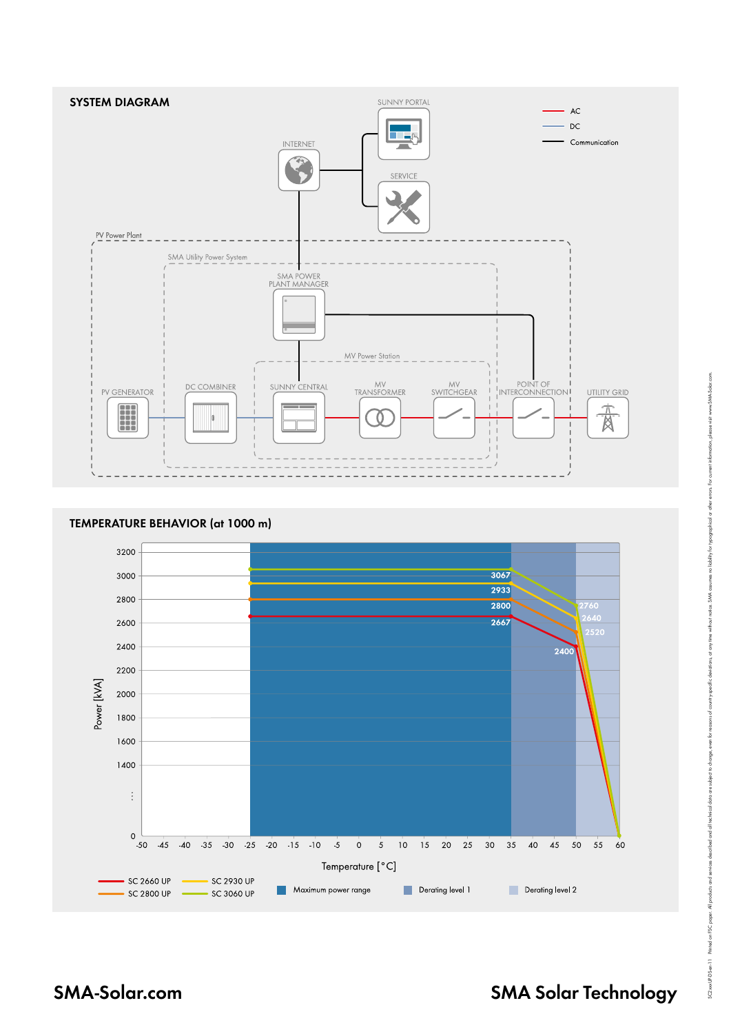## SYSTEM DIAGRAM

SUNNY PORTAL

INTERNET

SERVICE

AC

DC

Communication

PV Power Plant

SMA Utility Power System

SMA POWER PLANT MANAGER

MV Power Station

PV GENERATOR

DC COMBINER

SUNNY CENTRAL

MV TRANSFORMER

MV SWITCHGEAR

POINT OF INTERCONNECTION

UTILITY GRID

## TEMPERATURE BEHAVIOR (at 1000 m)

Power [kVA]

3200
3000
2800
2600
2400
2200
2000
1800
1600
1400
0

Temperature [°C]

-50 -45 -40 -35 -30 -25 -20 -15 -10 -5 0 5 10 15 20 25 30 35 40 45 50 55 60

3067
2933
2800
2667
2760
2640
2520
2400

SC 2660 UP
SC 2800 UP
SC 2930 UP
SC 3060 UP

Maximum power range

Derating level 1

Derating level 2

SC2xxxUP-DS-en-11 Printed on FSC paper. All products and services described and all technical data are subject to change, even for reasons of country-specific deviations, at any time without notice. SMA assumes no liability for typographical or other errors. For current information, please visit www.SMA-Solar.com.

**SMA-Solar.com**

**SMA Solar Technology**